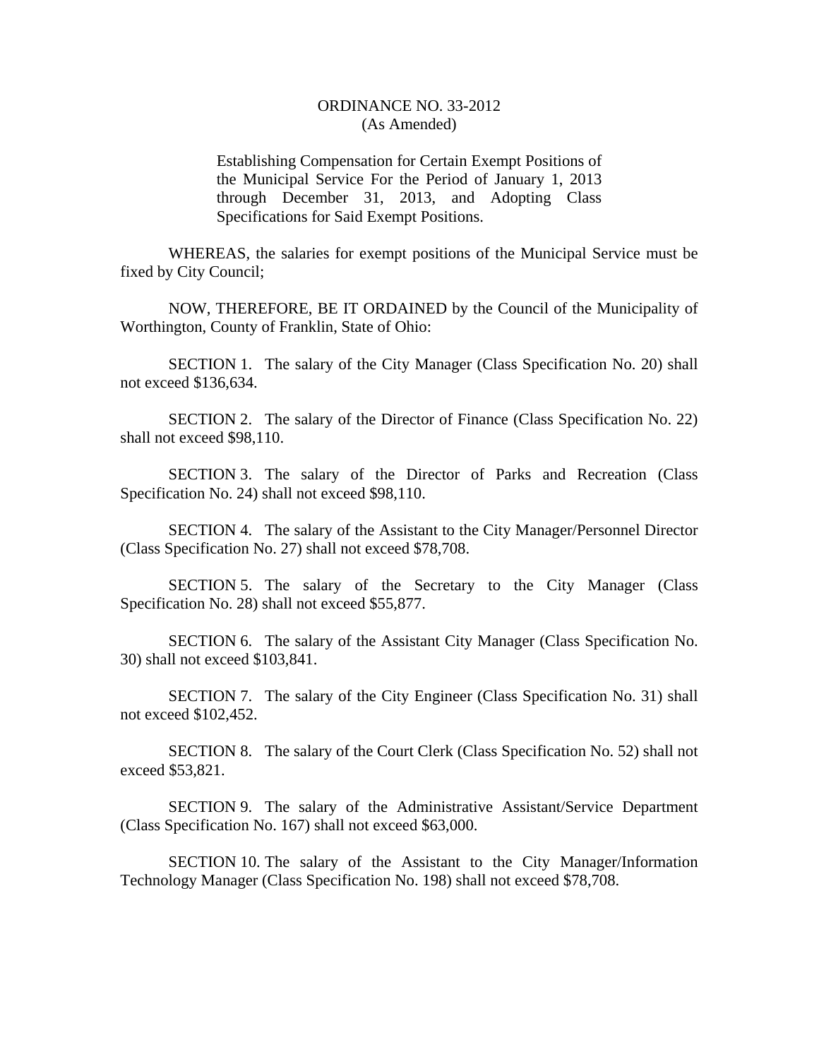# ORDINANCE NO. 33-2012
(As Amended)

Establishing Compensation for Certain Exempt Positions of the Municipal Service For the Period of January 1, 2013 through December 31, 2013, and Adopting Class Specifications for Said Exempt Positions.

WHEREAS, the salaries for exempt positions of the Municipal Service must be fixed by City Council;

NOW, THEREFORE, BE IT ORDAINED by the Council of the Municipality of Worthington, County of Franklin, State of Ohio:

SECTION 1. The salary of the City Manager (Class Specification No. 20) shall not exceed $136,634.

SECTION 2. The salary of the Director of Finance (Class Specification No. 22) shall not exceed $98,110.

SECTION 3. The salary of the Director of Parks and Recreation (Class Specification No. 24) shall not exceed $98,110.

SECTION 4. The salary of the Assistant to the City Manager/Personnel Director (Class Specification No. 27) shall not exceed $78,708.

SECTION 5. The salary of the Secretary to the City Manager (Class Specification No. 28) shall not exceed $55,877.

SECTION 6. The salary of the Assistant City Manager (Class Specification No. 30) shall not exceed $103,841.

SECTION 7. The salary of the City Engineer (Class Specification No. 31) shall not exceed $102,452.

SECTION 8. The salary of the Court Clerk (Class Specification No. 52) shall not exceed $53,821.

SECTION 9. The salary of the Administrative Assistant/Service Department (Class Specification No. 167) shall not exceed $63,000.

SECTION 10. The salary of the Assistant to the City Manager/Information Technology Manager (Class Specification No. 198) shall not exceed $78,708.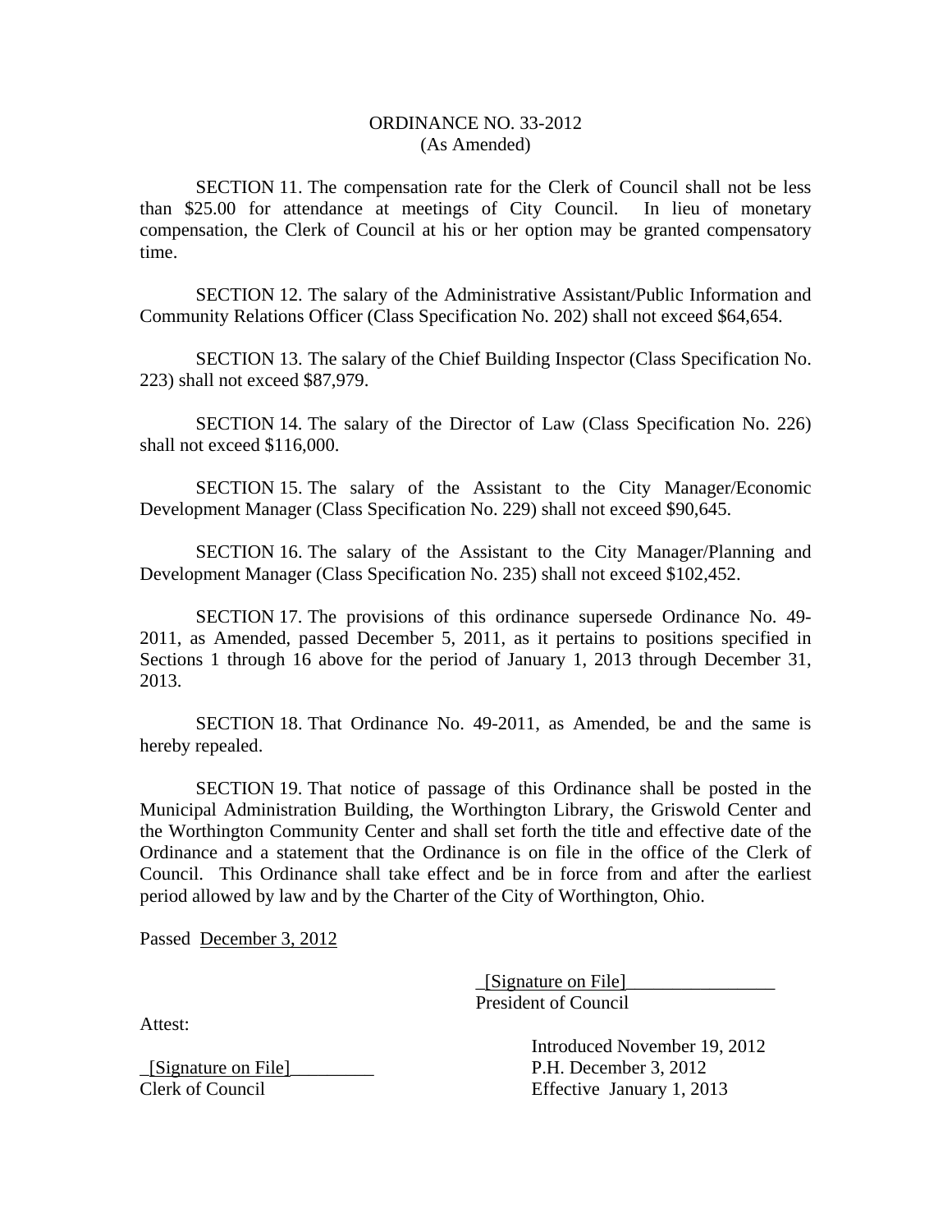ORDINANCE NO. 33-2012
(As Amended)

SECTION 11. The compensation rate for the Clerk of Council shall not be less than $25.00 for attendance at meetings of City Council. In lieu of monetary compensation, the Clerk of Council at his or her option may be granted compensatory time.

SECTION 12. The salary of the Administrative Assistant/Public Information and Community Relations Officer (Class Specification No. 202) shall not exceed $64,654.

SECTION 13. The salary of the Chief Building Inspector (Class Specification No. 223) shall not exceed $87,979.

SECTION 14. The salary of the Director of Law (Class Specification No. 226) shall not exceed $116,000.

SECTION 15. The salary of the Assistant to the City Manager/Economic Development Manager (Class Specification No. 229) shall not exceed $90,645.

SECTION 16. The salary of the Assistant to the City Manager/Planning and Development Manager (Class Specification No. 235) shall not exceed $102,452.

SECTION 17. The provisions of this ordinance supersede Ordinance No. 49-2011, as Amended, passed December 5, 2011, as it pertains to positions specified in Sections 1 through 16 above for the period of January 1, 2013 through December 31, 2013.

SECTION 18. That Ordinance No. 49-2011, as Amended, be and the same is hereby repealed.

SECTION 19. That notice of passage of this Ordinance shall be posted in the Municipal Administration Building, the Worthington Library, the Griswold Center and the Worthington Community Center and shall set forth the title and effective date of the Ordinance and a statement that the Ordinance is on file in the office of the Clerk of Council. This Ordinance shall take effect and be in force from and after the earliest period allowed by law and by the Charter of the City of Worthington, Ohio.

Passed December 3, 2012

_[Signature on File]_________________
President of Council

Attest:

_[Signature on File]_________
Clerk of Council

Introduced November 19, 2012
P.H. December 3, 2012
Effective January 1, 2013